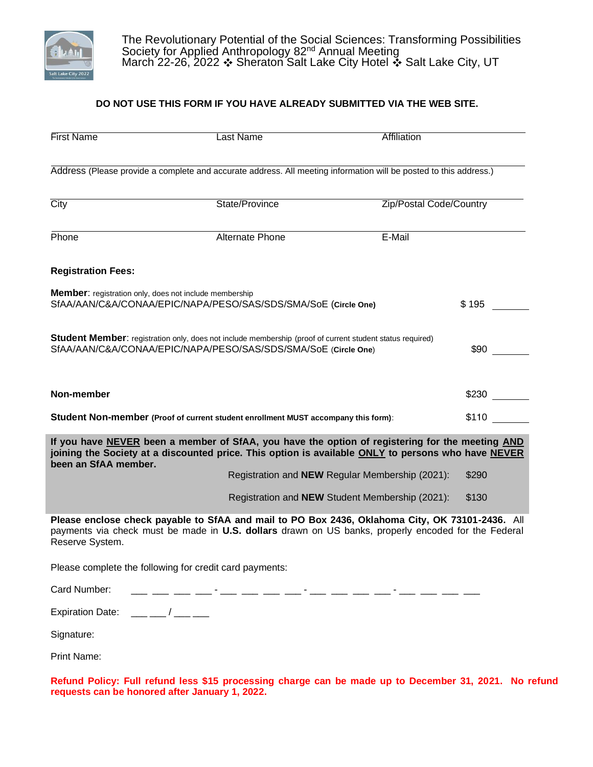# The Revolutionary Potential of the Social Sciences: Transforming Possibilities

Society for Applied Anthropology 82nd Annual Meeting

March 22-26, 2022 ❖ Sheraton Salt Lake City Hotel ❖ Salt Lake City, UT

**DO NOT USE THIS FORM IF YOU HAVE ALREADY SUBMITTED VIA THE WEB SITE.**

First Name ______ Last Name ______ Affiliation ______

Address (Please provide a complete and accurate address. All meeting information will be posted to this address.)

City ______ State/Province ______ Zip/Postal Code/Country ______

Phone ______ Alternate Phone ______ E-Mail ______

**Registration Fees:**

**Member**: registration only, does not include membership
SfAA/AAN/C&A/CONAA/EPIC/NAPA/PESO/SAS/SDS/SMA/SoE (**Circle One**) — $ 195 ______

**Student Member**: registration only, does not include membership (proof of current student status required)
SfAA/AAN/C&A/CONAA/EPIC/NAPA/PESO/SAS/SDS/SMA/SoE (**Circle One**) — $90 ______

**Non-member** — $230 ______

**Student Non-member (Proof of current student enrollment MUST accompany this form)**: — $110 ______

**If you have NEVER been a member of SfAA, you have the option of registering for the meeting AND joining the Society at a discounted price. This option is available ONLY to persons who have NEVER been an SfAA member.**

Registration and **NEW** Regular Membership (2021): $290

Registration and **NEW** Student Membership (2021): $130

**Please enclose check payable to SfAA and mail to PO Box 2436, Oklahoma City, OK 73101-2436.** All payments via check must be made in **U.S. dollars** drawn on US banks, properly encoded for the Federal Reserve System.

Please complete the following for credit card payments:

Card Number: ___ ___ ___ ___ - ___ ___ ___ ___ - ___ ___ ___ ___ - ___ ___ ___ ___

Expiration Date: ___ ___ / ___ ___

Signature:

Print Name:

**Refund Policy: Full refund less $15 processing charge can be made up to December 31, 2021. No refund requests can be honored after January 1, 2022.**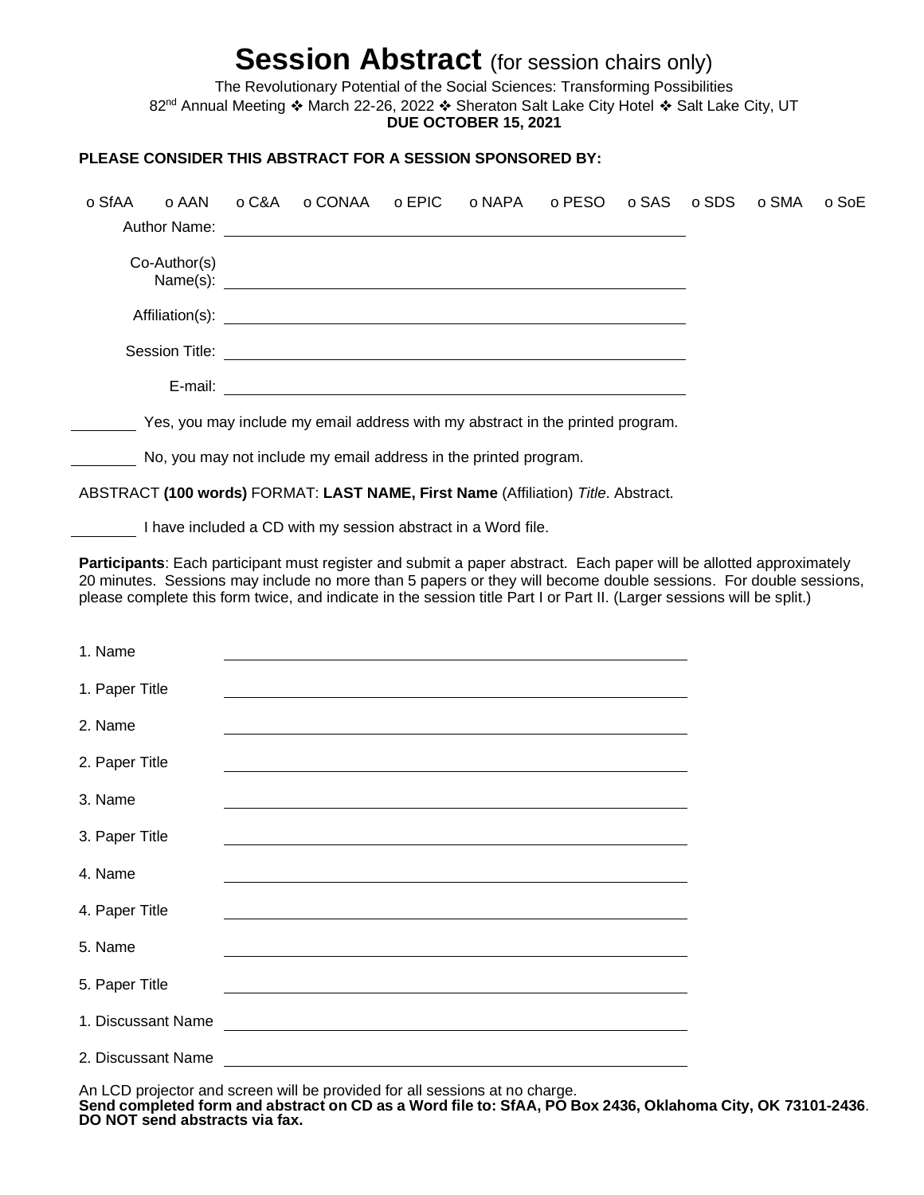# **Session Abstract** (for session chairs only)

The Revolutionary Potential of the Social Sciences: Transforming Possibilities

82nd Annual Meeting ❖ March 22-26, 2022 ❖ Sheraton Salt Lake City Hotel ❖ Salt Lake City, UT

**DUE OCTOBER 15, 2021**

**PLEASE CONSIDER THIS ABSTRACT FOR A SESSION SPONSORED BY:**

o SfAA o AAN o C&A o CONAA o EPIC o NAPA o PESO o SAS o SDS o SMA o SoE

Author Name: ______________________________

Co-Author(s) Name(s): ______________________________

Affiliation(s): ______________________________

Session Title: ______________________________

E-mail: ______________________________

________ Yes, you may include my email address with my abstract in the printed program.

________ No, you may not include my email address in the printed program.

ABSTRACT **(100 words)** FORMAT: **LAST NAME, First Name** (Affiliation) *Title*. Abstract.

________ I have included a CD with my session abstract in a Word file.

**Participants**: Each participant must register and submit a paper abstract. Each paper will be allotted approximately 20 minutes. Sessions may include no more than 5 papers or they will become double sessions. For double sessions, please complete this form twice, and indicate in the session title Part I or Part II. (Larger sessions will be split.)

1. Name ______________________________

1. Paper Title ______________________________

2. Name ______________________________

2. Paper Title ______________________________

3. Name ______________________________

3. Paper Title ______________________________

4. Name ______________________________

4. Paper Title ______________________________

5. Name ______________________________

5. Paper Title ______________________________

1. Discussant Name ______________________________

2. Discussant Name ______________________________

An LCD projector and screen will be provided for all sessions at no charge.

**Send completed form and abstract on CD as a Word file to: SfAA, PO Box 2436, Oklahoma City, OK 73101-2436**. **DO NOT send abstracts via fax.**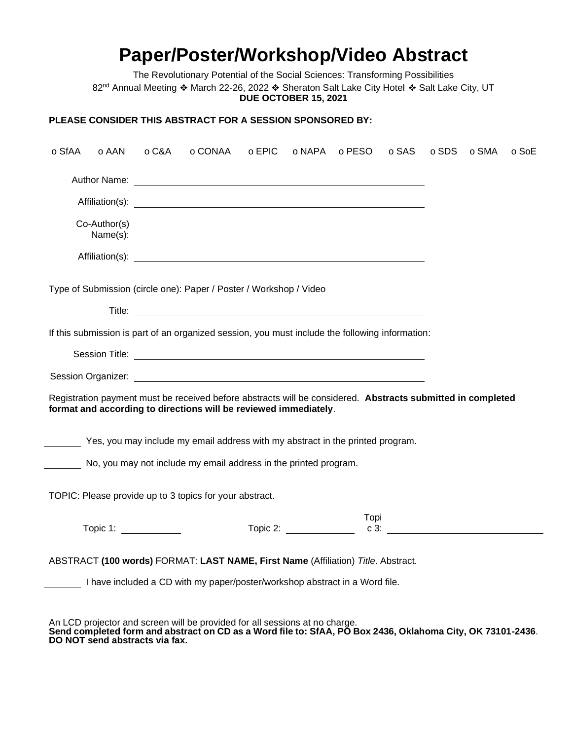# Paper/Poster/Workshop/Video Abstract

The Revolutionary Potential of the Social Sciences: Transforming Possibilities

82nd Annual Meeting ❖ March 22-26, 2022 ❖ Sheraton Salt Lake City Hotel ❖ Salt Lake City, UT

**DUE OCTOBER 15, 2021**

**PLEASE CONSIDER THIS ABSTRACT FOR A SESSION SPONSORED BY:**

o SfAA  o AAN  o C&A  o CONAA  o EPIC  o NAPA  o PESO  o SAS  o SDS  o SMA  o SoE

Author Name: ______________________________

Affiliation(s): ______________________________

Co-Author(s) Name(s): ______________________________

Affiliation(s): ______________________________

Type of Submission (circle one): Paper / Poster / Workshop / Video

Title: ______________________________

If this submission is part of an organized session, you must include the following information:

Session Title: ______________________________

Session Organizer: ______________________________

Registration payment must be received before abstracts will be considered. **Abstracts submitted in completed format and according to directions will be reviewed immediately**.

_______ Yes, you may include my email address with my abstract in the printed program.

_______ No, you may not include my email address in the printed program.

TOPIC: Please provide up to 3 topics for your abstract.

Topic 1: __________ Topic 2: __________ Topic 3: __________

ABSTRACT **(100 words)** FORMAT: **LAST NAME, First Name** (Affiliation) *Title*. Abstract.

_______ I have included a CD with my paper/poster/workshop abstract in a Word file.

An LCD projector and screen will be provided for all sessions at no charge.
**Send completed form and abstract on CD as a Word file to: SfAA, PO Box 2436, Oklahoma City, OK 73101-2436**.
**DO NOT send abstracts via fax.**